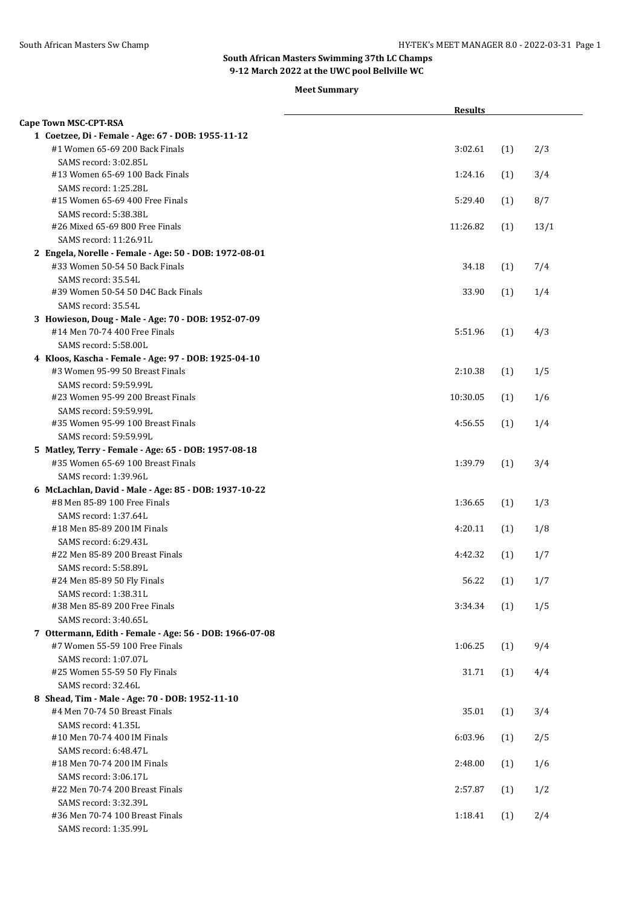**South African Masters Swimming 37th LC Champs**
**9-12 March 2022 at the UWC pool Bellville WC**

**Meet Summary**

| | Results | | |
|---|---|---|---|
| **Cape Town MSC-CPT-RSA** | | | |
| **1 Coetzee, Di - Female - Age: 67 - DOB: 1955-11-12** | | | |
| #1 Women 65-69 200 Back Finals | 3:02.61 | (1) | 2/3 |
| SAMS record: 3:02.85L | | | |
| #13 Women 65-69 100 Back Finals | 1:24.16 | (1) | 3/4 |
| SAMS record: 1:25.28L | | | |
| #15 Women 65-69 400 Free Finals | 5:29.40 | (1) | 8/7 |
| SAMS record: 5:38.38L | | | |
| #26 Mixed 65-69 800 Free Finals | 11:26.82 | (1) | 13/1 |
| SAMS record: 11:26.91L | | | |
| **2 Engela, Norelle - Female - Age: 50 - DOB: 1972-08-01** | | | |
| #33 Women 50-54 50 Back Finals | 34.18 | (1) | 7/4 |
| SAMS record: 35.54L | | | |
| #39 Women 50-54 50 D4C Back Finals | 33.90 | (1) | 1/4 |
| SAMS record: 35.54L | | | |
| **3 Howieson, Doug - Male - Age: 70 - DOB: 1952-07-09** | | | |
| #14 Men 70-74 400 Free Finals | 5:51.96 | (1) | 4/3 |
| SAMS record: 5:58.00L | | | |
| **4 Kloos, Kascha - Female - Age: 97 - DOB: 1925-04-10** | | | |
| #3 Women 95-99 50 Breast Finals | 2:10.38 | (1) | 1/5 |
| SAMS record: 59:59.99L | | | |
| #23 Women 95-99 200 Breast Finals | 10:30.05 | (1) | 1/6 |
| SAMS record: 59:59.99L | | | |
| #35 Women 95-99 100 Breast Finals | 4:56.55 | (1) | 1/4 |
| SAMS record: 59:59.99L | | | |
| **5 Matley, Terry - Female - Age: 65 - DOB: 1957-08-18** | | | |
| #35 Women 65-69 100 Breast Finals | 1:39.79 | (1) | 3/4 |
| SAMS record: 1:39.96L | | | |
| **6 McLachlan, David - Male - Age: 85 - DOB: 1937-10-22** | | | |
| #8 Men 85-89 100 Free Finals | 1:36.65 | (1) | 1/3 |
| SAMS record: 1:37.64L | | | |
| #18 Men 85-89 200 IM Finals | 4:20.11 | (1) | 1/8 |
| SAMS record: 6:29.43L | | | |
| #22 Men 85-89 200 Breast Finals | 4:42.32 | (1) | 1/7 |
| SAMS record: 5:58.89L | | | |
| #24 Men 85-89 50 Fly Finals | 56.22 | (1) | 1/7 |
| SAMS record: 1:38.31L | | | |
| #38 Men 85-89 200 Free Finals | 3:34.34 | (1) | 1/5 |
| SAMS record: 3:40.65L | | | |
| **7 Ottermann, Edith - Female - Age: 56 - DOB: 1966-07-08** | | | |
| #7 Women 55-59 100 Free Finals | 1:06.25 | (1) | 9/4 |
| SAMS record: 1:07.07L | | | |
| #25 Women 55-59 50 Fly Finals | 31.71 | (1) | 4/4 |
| SAMS record: 32.46L | | | |
| **8 Shead, Tim - Male - Age: 70 - DOB: 1952-11-10** | | | |
| #4 Men 70-74 50 Breast Finals | 35.01 | (1) | 3/4 |
| SAMS record: 41.35L | | | |
| #10 Men 70-74 400 IM Finals | 6:03.96 | (1) | 2/5 |
| SAMS record: 6:48.47L | | | |
| #18 Men 70-74 200 IM Finals | 2:48.00 | (1) | 1/6 |
| SAMS record: 3:06.17L | | | |
| #22 Men 70-74 200 Breast Finals | 2:57.87 | (1) | 1/2 |
| SAMS record: 3:32.39L | | | |
| #36 Men 70-74 100 Breast Finals | 1:18.41 | (1) | 2/4 |
| SAMS record: 1:35.99L | | | |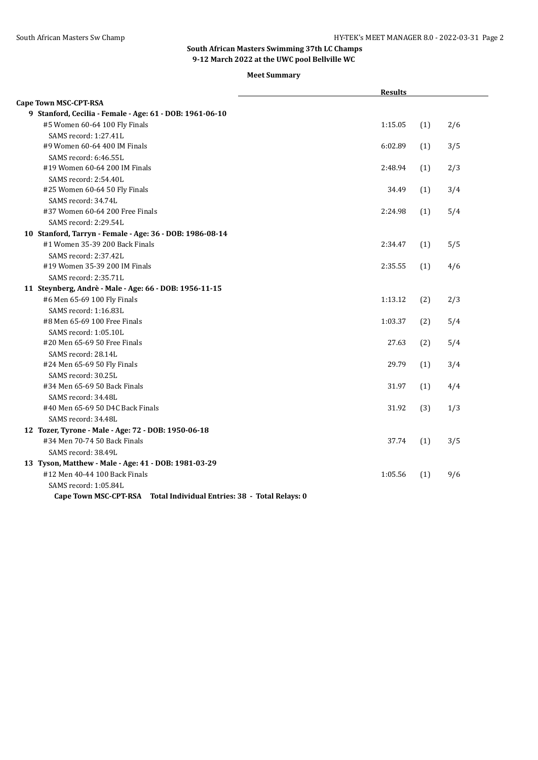**South African Masters Swimming 37th LC Champs**
**9-12 March 2022 at the UWC pool Bellville WC**

**Meet Summary**

| | Results | | |
|---|---|---|---|
| **Cape Town MSC-CPT-RSA** | | | |
| **9 Stanford, Cecilia - Female - Age: 61 - DOB: 1961-06-10** | | | |
| #5 Women 60-64 100 Fly Finals | 1:15.05 | (1) | 2/6 |
| SAMS record: 1:27.41L | | | |
| #9 Women 60-64 400 IM Finals | 6:02.89 | (1) | 3/5 |
| SAMS record: 6:46.55L | | | |
| #19 Women 60-64 200 IM Finals | 2:48.94 | (1) | 2/3 |
| SAMS record: 2:54.40L | | | |
| #25 Women 60-64 50 Fly Finals | 34.49 | (1) | 3/4 |
| SAMS record: 34.74L | | | |
| #37 Women 60-64 200 Free Finals | 2:24.98 | (1) | 5/4 |
| SAMS record: 2:29.54L | | | |
| **10 Stanford, Tarryn - Female - Age: 36 - DOB: 1986-08-14** | | | |
| #1 Women 35-39 200 Back Finals | 2:34.47 | (1) | 5/5 |
| SAMS record: 2:37.42L | | | |
| #19 Women 35-39 200 IM Finals | 2:35.55 | (1) | 4/6 |
| SAMS record: 2:35.71L | | | |
| **11 Steynberg, Andrè - Male - Age: 66 - DOB: 1956-11-15** | | | |
| #6 Men 65-69 100 Fly Finals | 1:13.12 | (2) | 2/3 |
| SAMS record: 1:16.83L | | | |
| #8 Men 65-69 100 Free Finals | 1:03.37 | (2) | 5/4 |
| SAMS record: 1:05.10L | | | |
| #20 Men 65-69 50 Free Finals | 27.63 | (2) | 5/4 |
| SAMS record: 28.14L | | | |
| #24 Men 65-69 50 Fly Finals | 29.79 | (1) | 3/4 |
| SAMS record: 30.25L | | | |
| #34 Men 65-69 50 Back Finals | 31.97 | (1) | 4/4 |
| SAMS record: 34.48L | | | |
| #40 Men 65-69 50 D4C Back Finals | 31.92 | (3) | 1/3 |
| SAMS record: 34.48L | | | |
| **12 Tozer, Tyrone - Male - Age: 72 - DOB: 1950-06-18** | | | |
| #34 Men 70-74 50 Back Finals | 37.74 | (1) | 3/5 |
| SAMS record: 38.49L | | | |
| **13 Tyson, Matthew - Male - Age: 41 - DOB: 1981-03-29** | | | |
| #12 Men 40-44 100 Back Finals | 1:05.56 | (1) | 9/6 |
| SAMS record: 1:05.84L | | | |
| **Cape Town MSC-CPT-RSA Total Individual Entries: 38 - Total Relays: 0** | | | |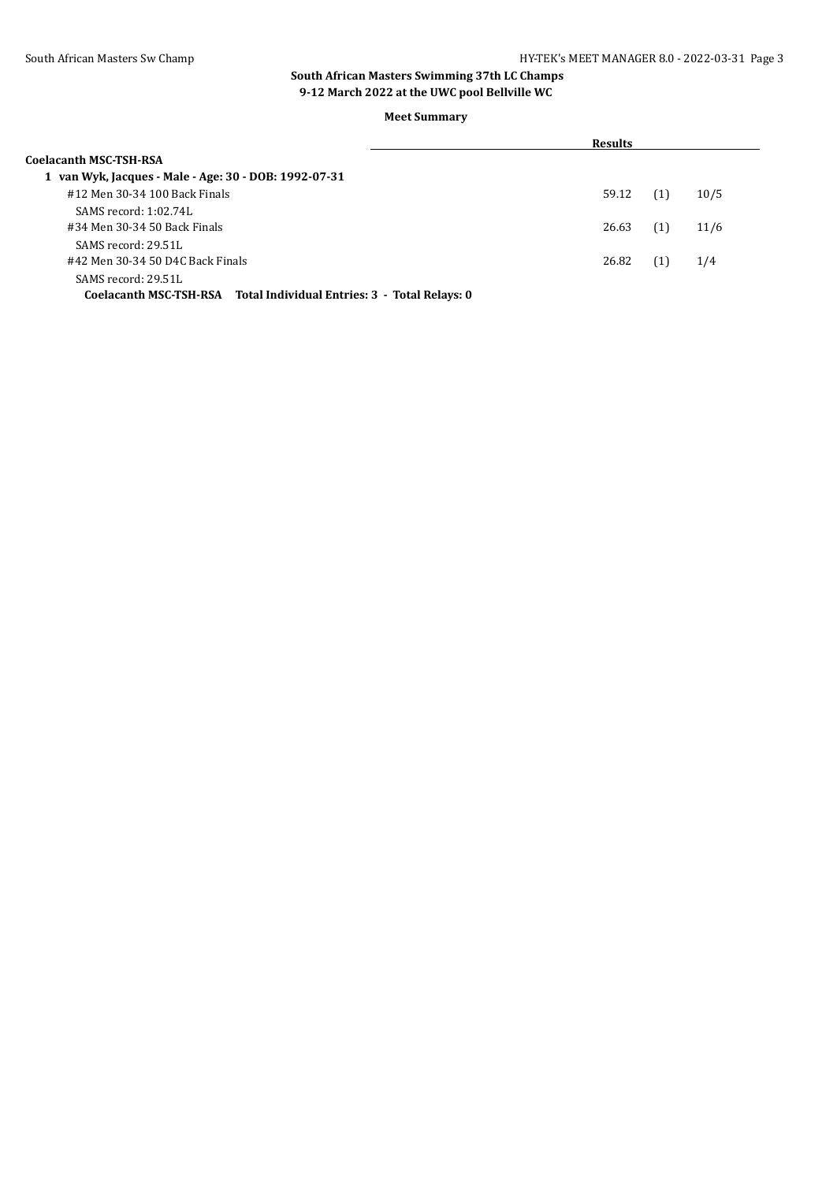**South African Masters Swimming 37th LC Champs**
**9-12 March 2022 at the UWC pool Bellville WC**

**Meet Summary**

| | Results | | |
|---|---|---|---|
| **Coelacanth MSC-TSH-RSA** | | | |
| **1 van Wyk, Jacques - Male - Age: 30 - DOB: 1992-07-31** | | | |
| #12 Men 30-34 100 Back Finals | 59.12 | (1) | 10/5 |
| SAMS record: 1:02.74L | | | |
| #34 Men 30-34 50 Back Finals | 26.63 | (1) | 11/6 |
| SAMS record: 29.51L | | | |
| #42 Men 30-34 50 D4C Back Finals | 26.82 | (1) | 1/4 |
| SAMS record: 29.51L | | | |
| **Coelacanth MSC-TSH-RSA Total Individual Entries: 3 - Total Relays: 0** | | | |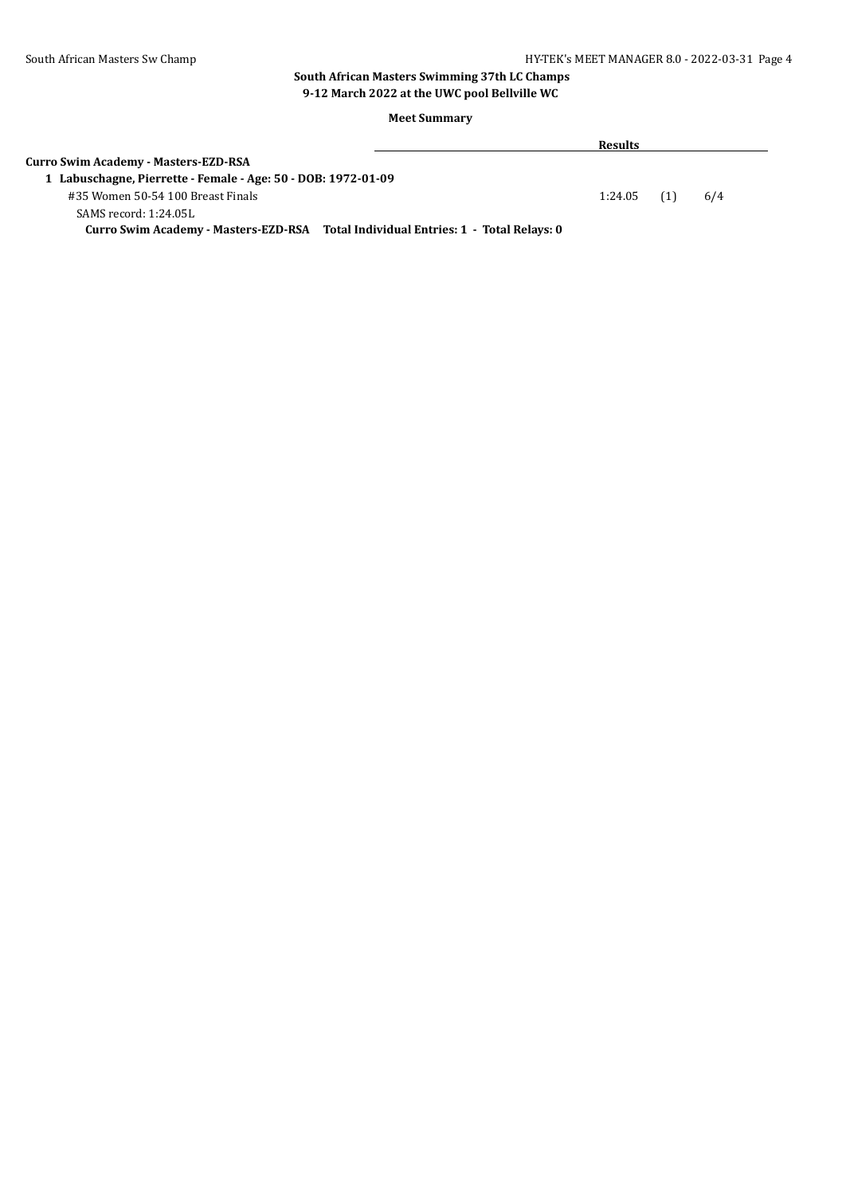**South African Masters Swimming 37th LC Champs**
**9-12 March 2022 at the UWC pool Bellville WC**

**Meet Summary**

| | Results | | |
|---|---|---|---|
| **Curro Swim Academy - Masters-EZD-RSA** | | | |
| **1 Labuschagne, Pierrette - Female - Age: 50 - DOB: 1972-01-09** | | | |
| #35 Women 50-54 100 Breast Finals | 1:24.05 | (1) | 6/4 |
| SAMS record: 1:24.05L | | | |

**Curro Swim Academy - Masters-EZD-RSA Total Individual Entries: 1 - Total Relays: 0**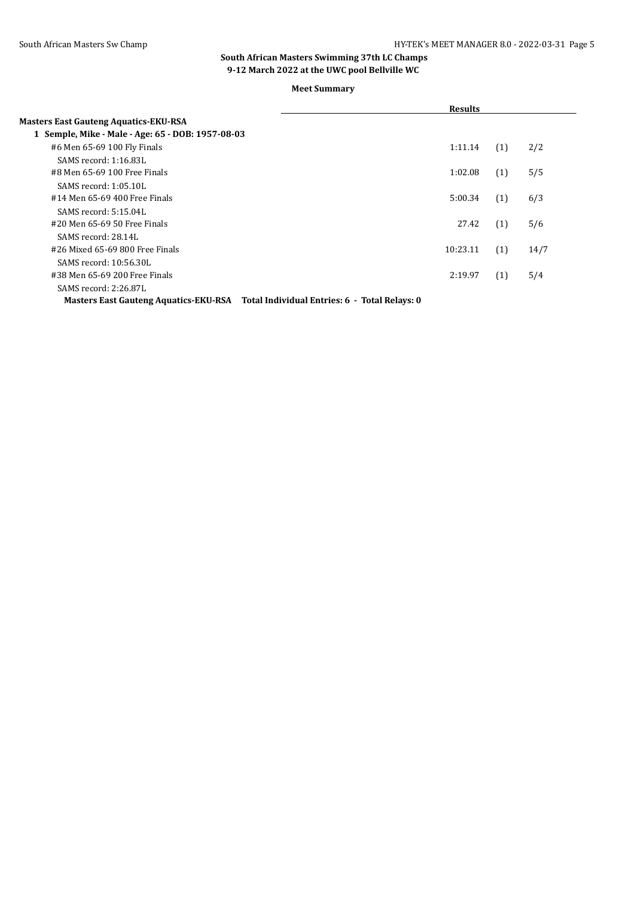## South African Masters Swimming 37th LC Champs
### 9-12 March 2022 at the UWC pool Bellville WC

**Meet Summary**

| | Results | | |
|---|---|---|---|
| **Masters East Gauteng Aquatics-EKU-RSA** | | | |
| **1 Semple, Mike - Male - Age: 65 - DOB: 1957-08-03** | | | |
| #6 Men 65-69 100 Fly Finals | 1:11.14 | (1) | 2/2 |
| SAMS record: 1:16.83L | | | |
| #8 Men 65-69 100 Free Finals | 1:02.08 | (1) | 5/5 |
| SAMS record: 1:05.10L | | | |
| #14 Men 65-69 400 Free Finals | 5:00.34 | (1) | 6/3 |
| SAMS record: 5:15.04L | | | |
| #20 Men 65-69 50 Free Finals | 27.42 | (1) | 5/6 |
| SAMS record: 28.14L | | | |
| #26 Mixed 65-69 800 Free Finals | 10:23.11 | (1) | 14/7 |
| SAMS record: 10:56.30L | | | |
| #38 Men 65-69 200 Free Finals | 2:19.97 | (1) | 5/4 |
| SAMS record: 2:26.87L | | | |

**Masters East Gauteng Aquatics-EKU-RSA Total Individual Entries: 6 - Total Relays: 0**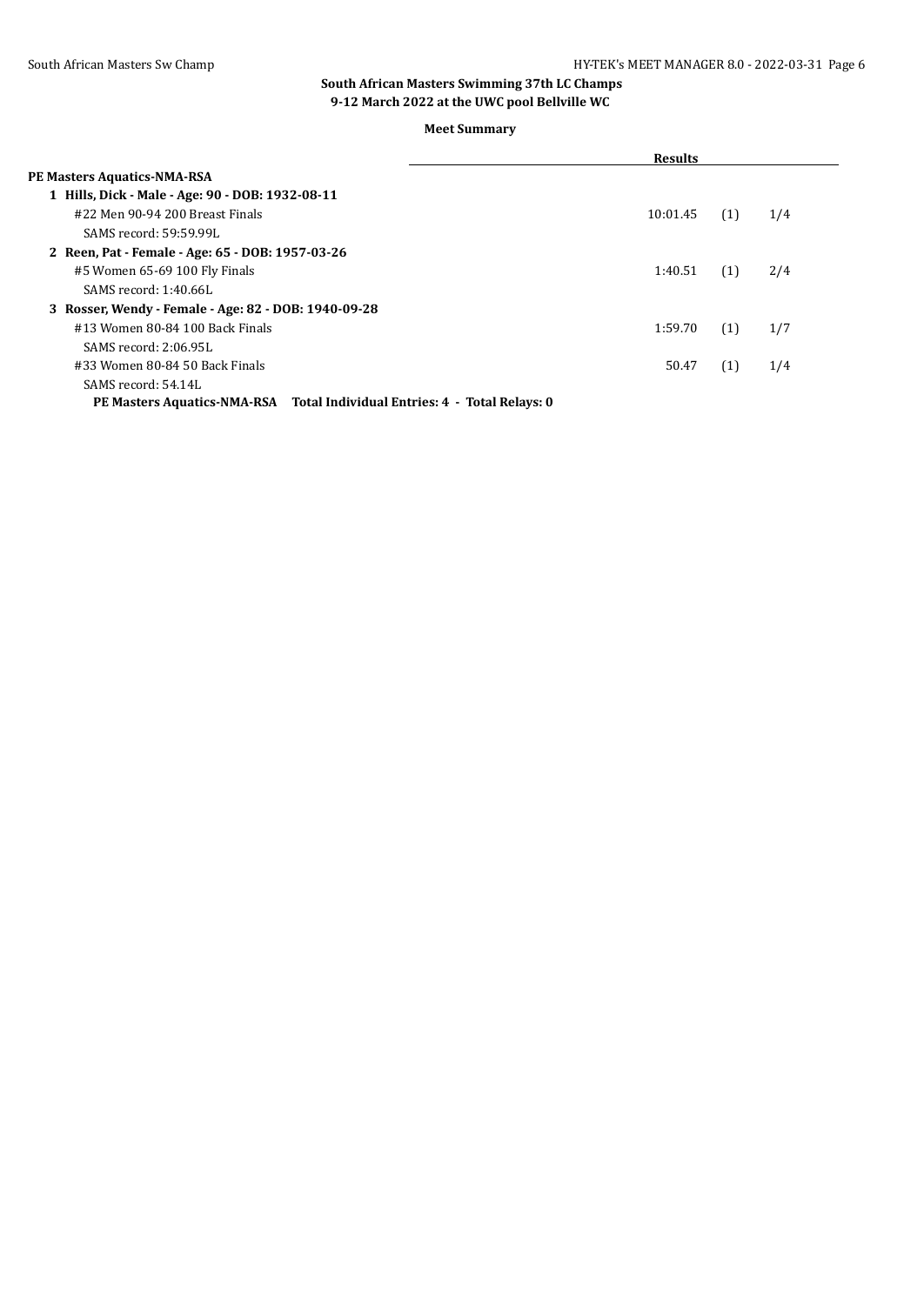**South African Masters Swimming 37th LC Champs**
**9-12 March 2022 at the UWC pool Bellville WC**

**Meet Summary**

| | Results | | |
|---|---|---|---|
| **PE Masters Aquatics-NMA-RSA** | | | |
| **1 Hills, Dick - Male - Age: 90 - DOB: 1932-08-11** | | | |
| #22 Men 90-94 200 Breast Finals | 10:01.45 | (1) | 1/4 |
| SAMS record: 59:59.99L | | | |
| **2 Reen, Pat - Female - Age: 65 - DOB: 1957-03-26** | | | |
| #5 Women 65-69 100 Fly Finals | 1:40.51 | (1) | 2/4 |
| SAMS record: 1:40.66L | | | |
| **3 Rosser, Wendy - Female - Age: 82 - DOB: 1940-09-28** | | | |
| #13 Women 80-84 100 Back Finals | 1:59.70 | (1) | 1/7 |
| SAMS record: 2:06.95L | | | |
| #33 Women 80-84 50 Back Finals | 50.47 | (1) | 1/4 |
| SAMS record: 54.14L | | | |

**PE Masters Aquatics-NMA-RSA Total Individual Entries: 4 - Total Relays: 0**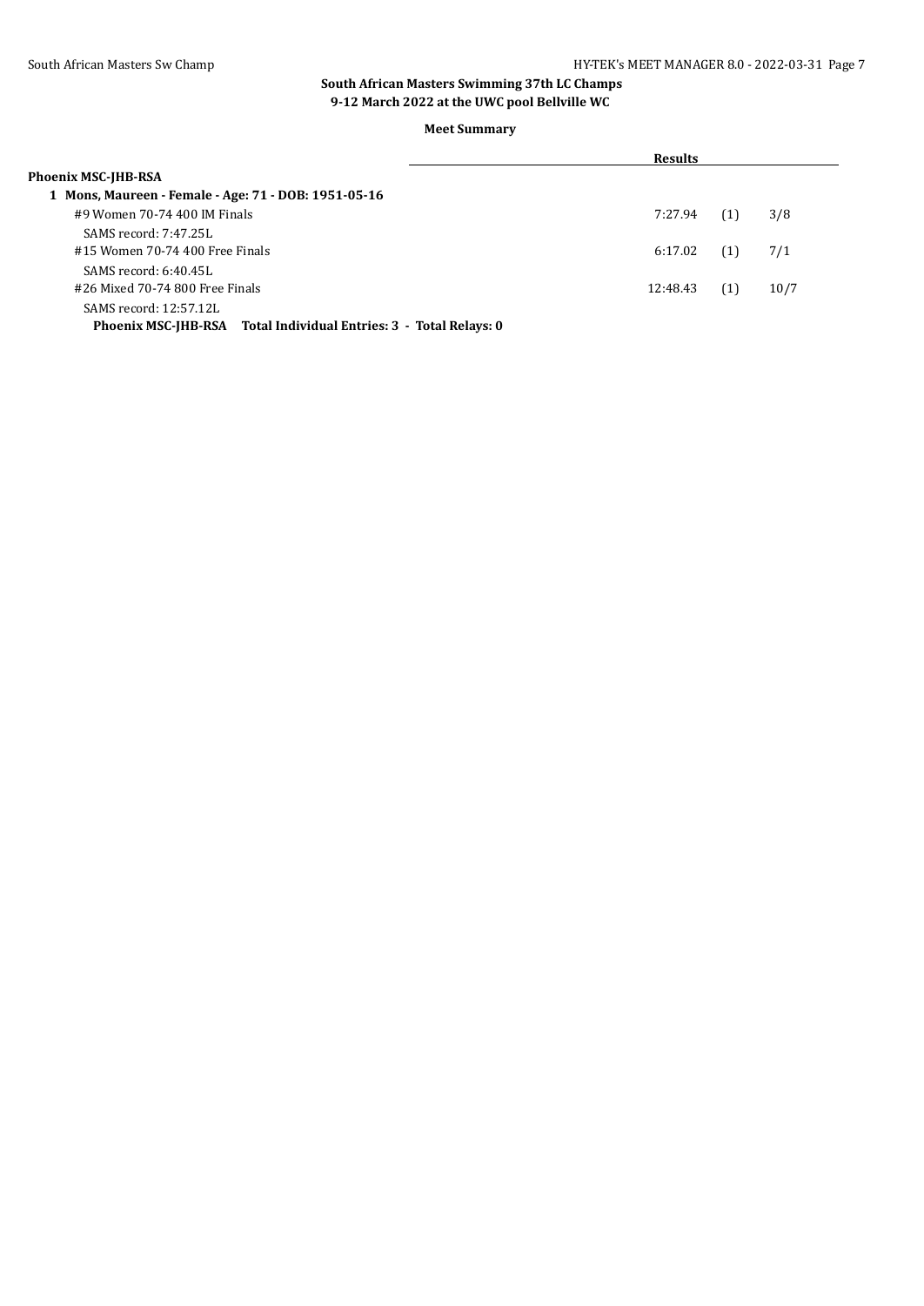**South African Masters Swimming 37th LC Champs**
**9-12 March 2022 at the UWC pool Bellville WC**

**Meet Summary**

| | Results | | |
|---|---|---|---|
| **Phoenix MSC-JHB-RSA** | | | |
| **1 Mons, Maureen - Female - Age: 71 - DOB: 1951-05-16** | | | |
| #9 Women 70-74 400 IM Finals | 7:27.94 | (1) | 3/8 |
| SAMS record: 7:47.25L | | | |
| #15 Women 70-74 400 Free Finals | 6:17.02 | (1) | 7/1 |
| SAMS record: 6:40.45L | | | |
| #26 Mixed 70-74 800 Free Finals | 12:48.43 | (1) | 10/7 |
| SAMS record: 12:57.12L | | | |

**Phoenix MSC-JHB-RSA    Total Individual Entries: 3  -  Total Relays: 0**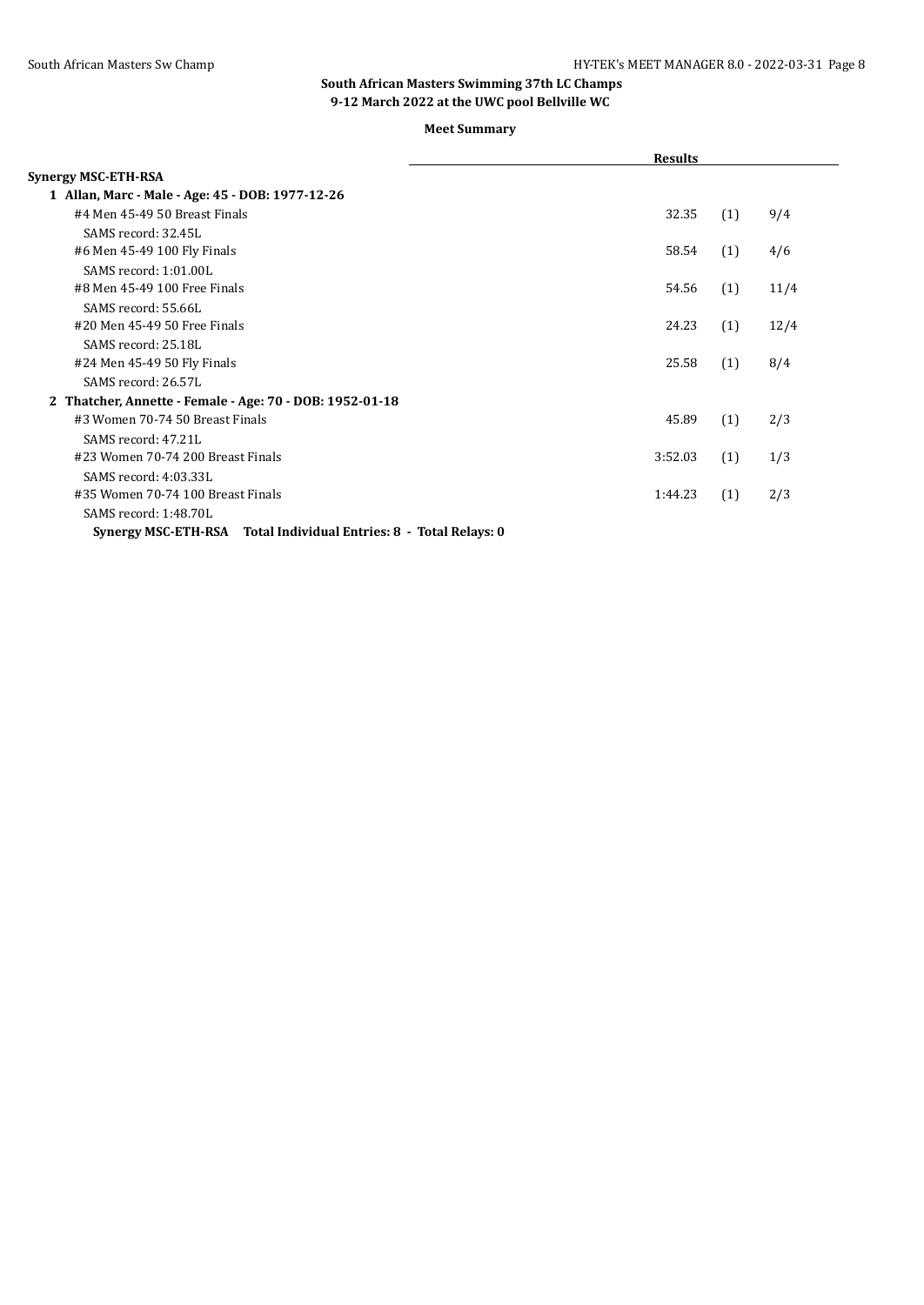## South African Masters Swimming 37th LC Champs
### 9-12 March 2022 at the UWC pool Bellville WC

**Meet Summary**

| | Results | | |
|---|---|---|---|
| **Synergy MSC-ETH-RSA** | | | |
| **1 Allan, Marc - Male - Age: 45 - DOB: 1977-12-26** | | | |
| #4 Men 45-49 50 Breast Finals | 32.35 | (1) | 9/4 |
| SAMS record: 32.45L | | | |
| #6 Men 45-49 100 Fly Finals | 58.54 | (1) | 4/6 |
| SAMS record: 1:01.00L | | | |
| #8 Men 45-49 100 Free Finals | 54.56 | (1) | 11/4 |
| SAMS record: 55.66L | | | |
| #20 Men 45-49 50 Free Finals | 24.23 | (1) | 12/4 |
| SAMS record: 25.18L | | | |
| #24 Men 45-49 50 Fly Finals | 25.58 | (1) | 8/4 |
| SAMS record: 26.57L | | | |
| **2 Thatcher, Annette - Female - Age: 70 - DOB: 1952-01-18** | | | |
| #3 Women 70-74 50 Breast Finals | 45.89 | (1) | 2/3 |
| SAMS record: 47.21L | | | |
| #23 Women 70-74 200 Breast Finals | 3:52.03 | (1) | 1/3 |
| SAMS record: 4:03.33L | | | |
| #35 Women 70-74 100 Breast Finals | 1:44.23 | (1) | 2/3 |
| SAMS record: 1:48.70L | | | |

**Synergy MSC-ETH-RSA Total Individual Entries: 8 - Total Relays: 0**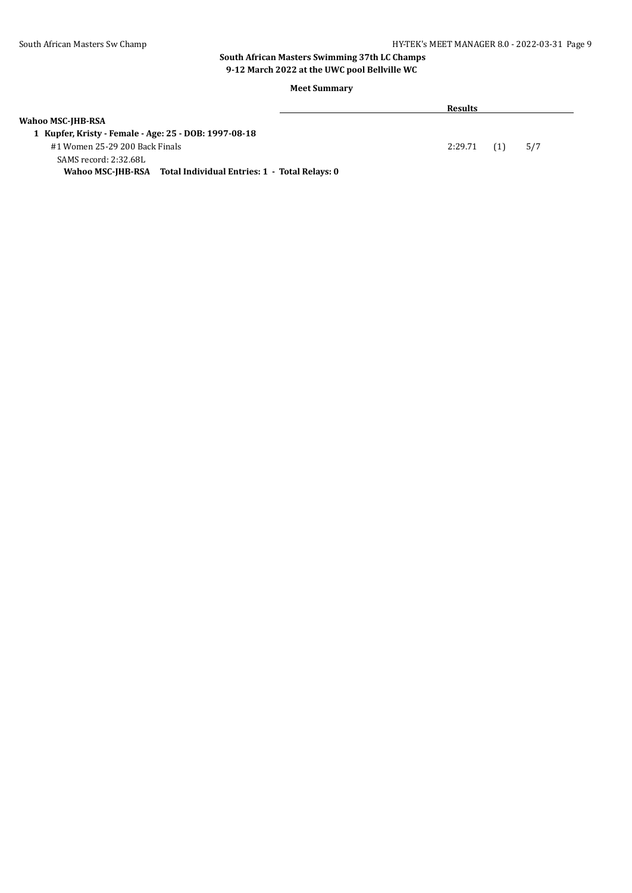**South African Masters Swimming 37th LC Champs**
**9-12 March 2022 at the UWC pool Bellville WC**

**Meet Summary**

| | Results | | |
|---|---|---|---|
| **Wahoo MSC-JHB-RSA** | | | |
| **1 Kupfer, Kristy - Female - Age: 25 - DOB: 1997-08-18** | | | |
| #1 Women 25-29 200 Back Finals | 2:29.71 | (1) | 5/7 |
| SAMS record: 2:32.68L | | | |
| **Wahoo MSC-JHB-RSA Total Individual Entries: 1 - Total Relays: 0** | | | |